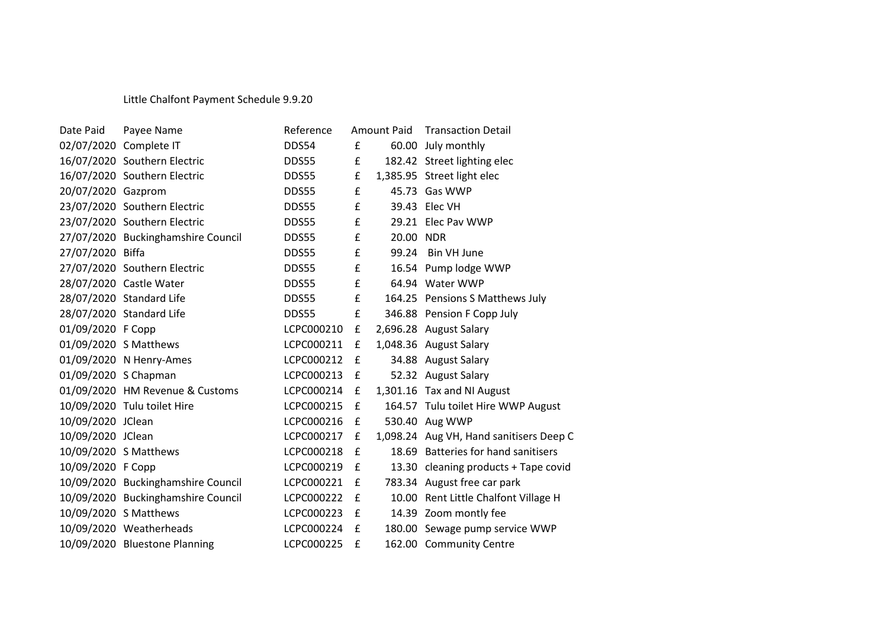Little Chalfont Payment Schedule 9.9.20

| Date Paid | Payee Name | Reference | Amount Paid | | Transaction Detail |
|---|---|---|---|---|---|
| 02/07/2020 | Complete IT | DDS54 | £ | 60.00 | July monthly |
| 16/07/2020 | Southern Electric | DDS55 | £ | 182.42 | Street lighting elec |
| 16/07/2020 | Southern Electric | DDS55 | £ | 1,385.95 | Street light elec |
| 20/07/2020 | Gazprom | DDS55 | £ | 45.73 | Gas WWP |
| 23/07/2020 | Southern Electric | DDS55 | £ | 39.43 | Elec VH |
| 23/07/2020 | Southern Electric | DDS55 | £ | 29.21 | Elec Pav WWP |
| 27/07/2020 | Buckinghamshire Council | DDS55 | £ | 20.00 | NDR |
| 27/07/2020 | Biffa | DDS55 | £ | 99.24 | Bin VH June |
| 27/07/2020 | Southern Electric | DDS55 | £ | 16.54 | Pump lodge WWP |
| 28/07/2020 | Castle Water | DDS55 | £ | 64.94 | Water WWP |
| 28/07/2020 | Standard Life | DDS55 | £ | 164.25 | Pensions S Matthews July |
| 28/07/2020 | Standard Life | DDS55 | £ | 346.88 | Pension F Copp July |
| 01/09/2020 | F Copp | LCPC000210 | £ | 2,696.28 | August Salary |
| 01/09/2020 | S Matthews | LCPC000211 | £ | 1,048.36 | August Salary |
| 01/09/2020 | N Henry-Ames | LCPC000212 | £ | 34.88 | August Salary |
| 01/09/2020 | S Chapman | LCPC000213 | £ | 52.32 | August Salary |
| 01/09/2020 | HM Revenue & Customs | LCPC000214 | £ | 1,301.16 | Tax and NI August |
| 10/09/2020 | Tulu toilet Hire | LCPC000215 | £ | 164.57 | Tulu toilet Hire WWP August |
| 10/09/2020 | JClean | LCPC000216 | £ | 530.40 | Aug WWP |
| 10/09/2020 | JClean | LCPC000217 | £ | 1,098.24 | Aug VH, Hand sanitisers Deep C |
| 10/09/2020 | S Matthews | LCPC000218 | £ | 18.69 | Batteries for hand sanitisers |
| 10/09/2020 | F Copp | LCPC000219 | £ | 13.30 | cleaning products + Tape covid |
| 10/09/2020 | Buckinghamshire Council | LCPC000221 | £ | 783.34 | August free car park |
| 10/09/2020 | Buckinghamshire Council | LCPC000222 | £ | 10.00 | Rent Little Chalfont Village H |
| 10/09/2020 | S Matthews | LCPC000223 | £ | 14.39 | Zoom montly fee |
| 10/09/2020 | Weatherheads | LCPC000224 | £ | 180.00 | Sewage pump service WWP |
| 10/09/2020 | Bluestone Planning | LCPC000225 | £ | 162.00 | Community Centre |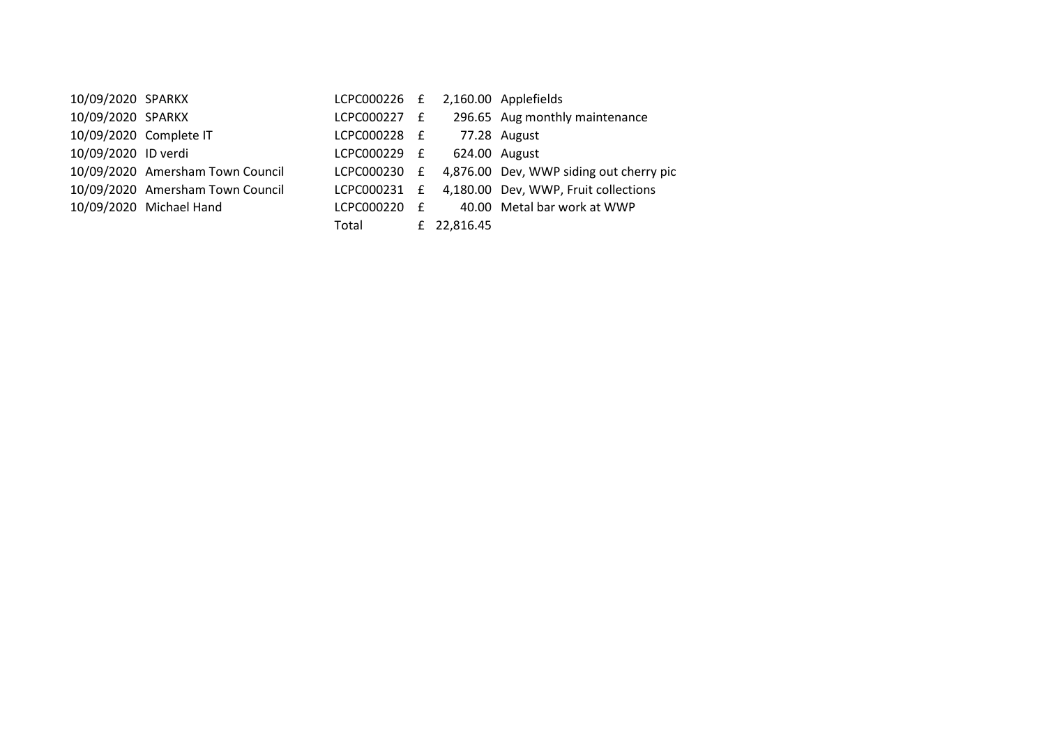| | | | | | |
|---|---|---|---|---|---|
| 10/09/2020 | SPARKX | LCPC000226 | £ | 2,160.00 | Applefields |
| 10/09/2020 | SPARKX | LCPC000227 | £ | 296.65 | Aug monthly maintenance |
| 10/09/2020 | Complete IT | LCPC000228 | £ | 77.28 | August |
| 10/09/2020 | ID verdi | LCPC000229 | £ | 624.00 | August |
| 10/09/2020 | Amersham Town Council | LCPC000230 | £ | 4,876.00 | Dev, WWP siding out cherry pic |
| 10/09/2020 | Amersham Town Council | LCPC000231 | £ | 4,180.00 | Dev, WWP, Fruit collections |
| 10/09/2020 | Michael Hand | LCPC000220 | £ | 40.00 | Metal bar work at WWP |
| | | Total | £ | 22,816.45 | |